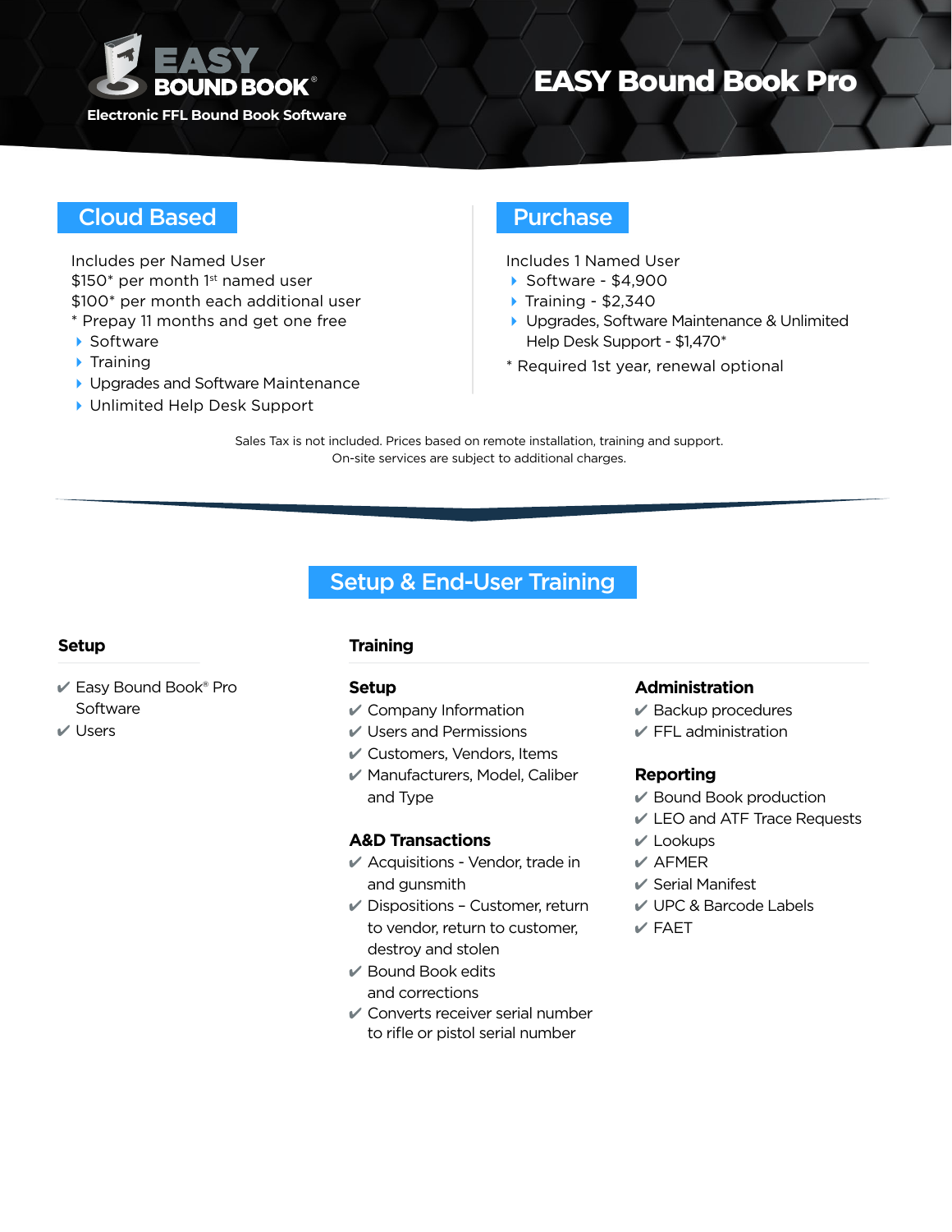**EASY BOUND BOOK®**

**Electronic FFL Bound Book Software**

# EASY Bound Book Pro

## Cloud Based

Includes per Named User
$150* per month 1st named user
$100* per month each additional user
* Prepay 11 months and get one free

- Software
- Training
- Upgrades and Software Maintenance
- Unlimited Help Desk Support

## Purchase

Includes 1 Named User

- Software - $4,900
- Training - $2,340
- Upgrades, Software Maintenance & Unlimited Help Desk Support - $1,470*

* Required 1st year, renewal optional

Sales Tax is not included. Prices based on remote installation, training and support.
On-site services are subject to additional charges.

## Setup & End-User Training

### Setup

- ✔ Easy Bound Book® Pro Software
- ✔ Users

### Training

#### Setup

- ✔ Company Information
- ✔ Users and Permissions
- ✔ Customers, Vendors, Items
- ✔ Manufacturers, Model, Caliber and Type

#### A&D Transactions

- ✔ Acquisitions - Vendor, trade in and gunsmith
- ✔ Dispositions – Customer, return to vendor, return to customer, destroy and stolen
- ✔ Bound Book edits and corrections
- ✔ Converts receiver serial number to rifle or pistol serial number

#### Administration

- ✔ Backup procedures
- ✔ FFL administration

#### Reporting

- ✔ Bound Book production
- ✔ LEO and ATF Trace Requests
- ✔ Lookups
- ✔ AFMER
- ✔ Serial Manifest
- ✔ UPC & Barcode Labels
- ✔ FAET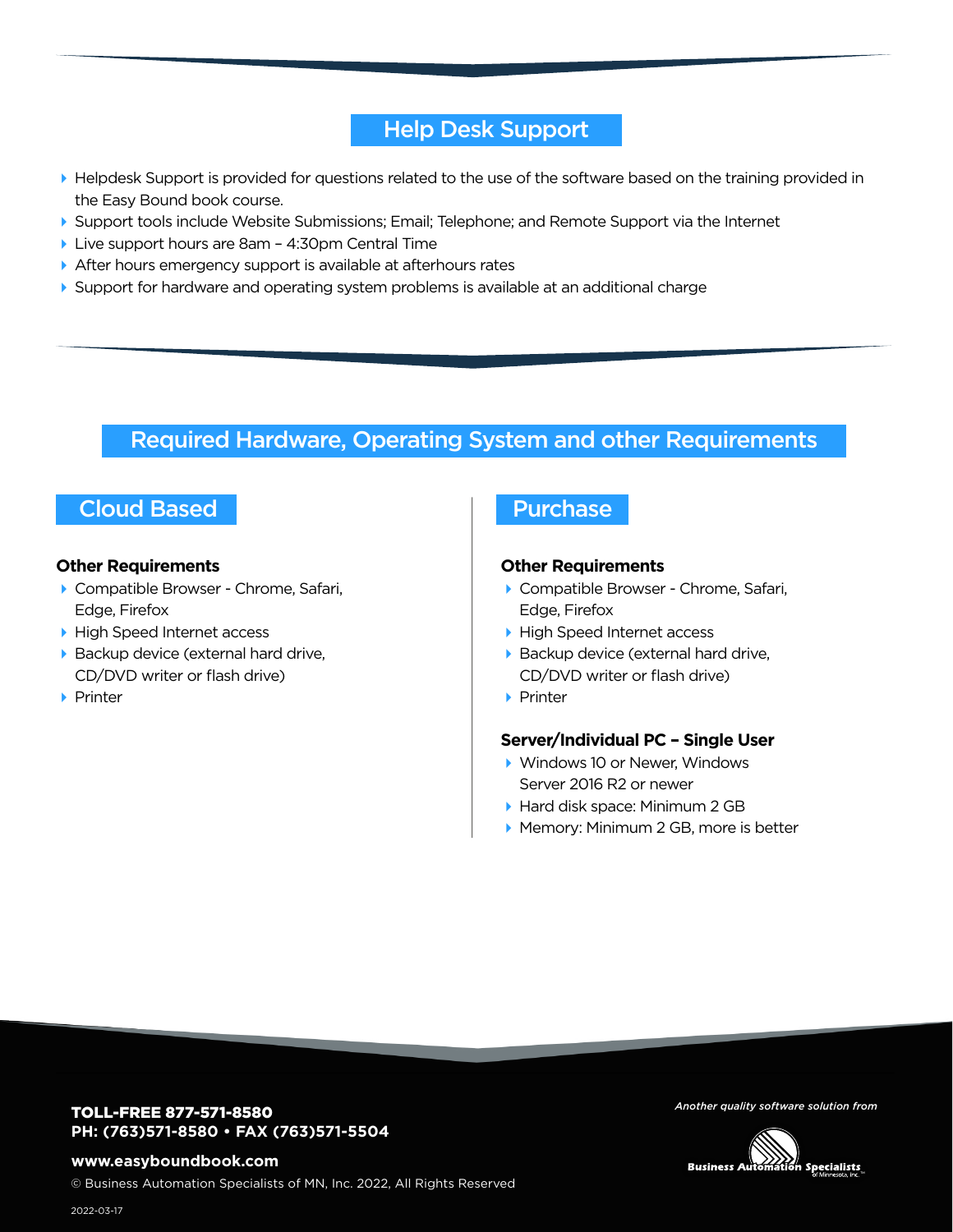## Help Desk Support

- Helpdesk Support is provided for questions related to the use of the software based on the training provided in the Easy Bound book course.
- Support tools include Website Submissions; Email; Telephone; and Remote Support via the Internet
- Live support hours are 8am – 4:30pm Central Time
- After hours emergency support is available at afterhours rates
- Support for hardware and operating system problems is available at an additional charge

## Required Hardware, Operating System and other Requirements

### Cloud Based

**Other Requirements**

- Compatible Browser - Chrome, Safari, Edge, Firefox
- High Speed Internet access
- Backup device (external hard drive, CD/DVD writer or flash drive)
- Printer

### Purchase

**Other Requirements**

- Compatible Browser - Chrome, Safari, Edge, Firefox
- High Speed Internet access
- Backup device (external hard drive, CD/DVD writer or flash drive)
- Printer

**Server/Individual PC – Single User**

- Windows 10 or Newer, Windows Server 2016 R2 or newer
- Hard disk space: Minimum 2 GB
- Memory: Minimum 2 GB, more is better

**TOLL-FREE 877-571-8580**
**PH: (763)571-8580 • FAX (763)571-5504**

**www.easyboundbook.com**

© Business Automation Specialists of MN, Inc. 2022, All Rights Reserved

*Another quality software solution from*

Business Automation Specialists of Minnesota, Inc.

2022-03-17